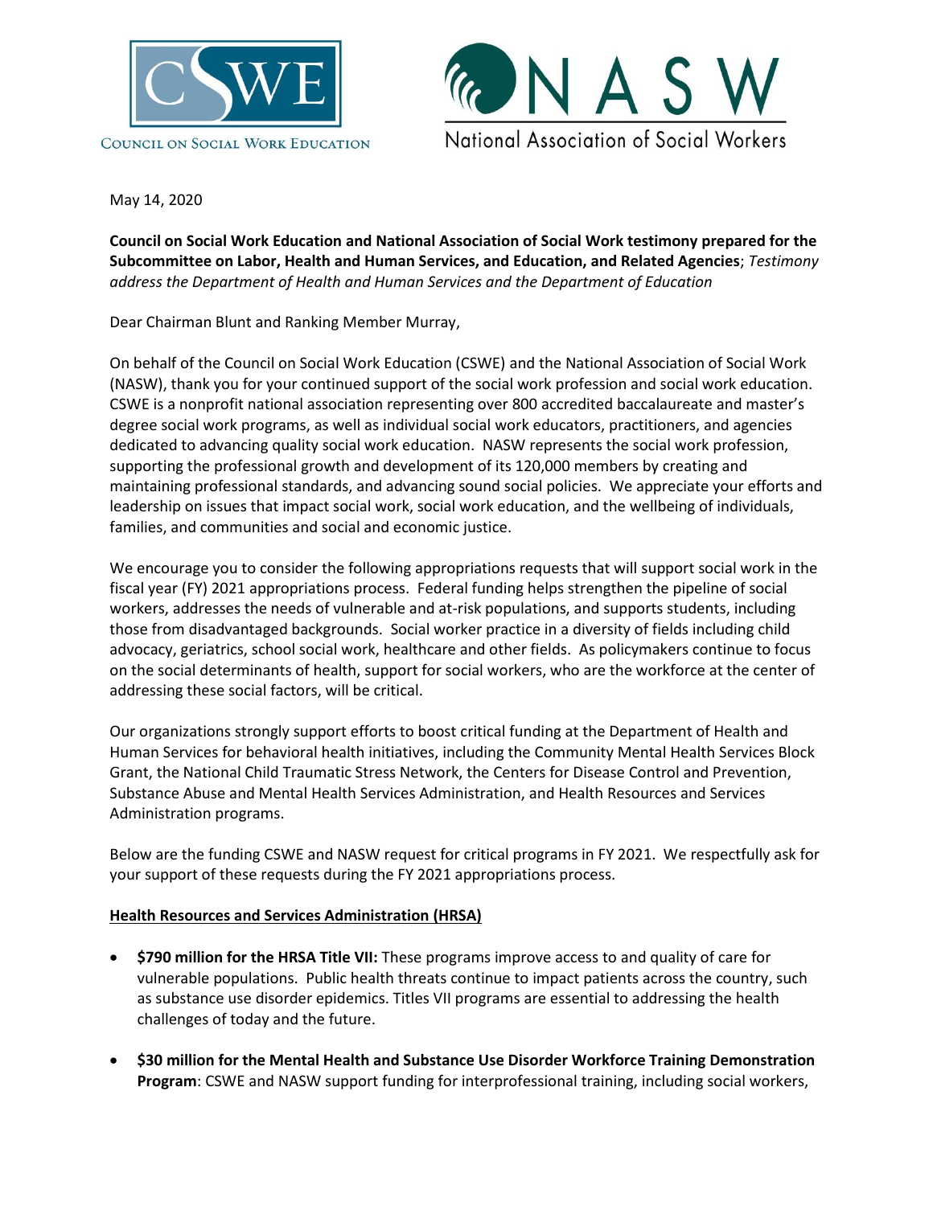COUNCIL ON SOCIAL WORK EDUCATION

National Association of Social Workers

May 14, 2020

**Council on Social Work Education and National Association of Social Work testimony prepared for the Subcommittee on Labor, Health and Human Services, and Education, and Related Agencies**; *Testimony address the Department of Health and Human Services and the Department of Education*

Dear Chairman Blunt and Ranking Member Murray,

On behalf of the Council on Social Work Education (CSWE) and the National Association of Social Work (NASW), thank you for your continued support of the social work profession and social work education. CSWE is a nonprofit national association representing over 800 accredited baccalaureate and master's degree social work programs, as well as individual social work educators, practitioners, and agencies dedicated to advancing quality social work education. NASW represents the social work profession, supporting the professional growth and development of its 120,000 members by creating and maintaining professional standards, and advancing sound social policies. We appreciate your efforts and leadership on issues that impact social work, social work education, and the wellbeing of individuals, families, and communities and social and economic justice.

We encourage you to consider the following appropriations requests that will support social work in the fiscal year (FY) 2021 appropriations process. Federal funding helps strengthen the pipeline of social workers, addresses the needs of vulnerable and at-risk populations, and supports students, including those from disadvantaged backgrounds. Social worker practice in a diversity of fields including child advocacy, geriatrics, school social work, healthcare and other fields. As policymakers continue to focus on the social determinants of health, support for social workers, who are the workforce at the center of addressing these social factors, will be critical.

Our organizations strongly support efforts to boost critical funding at the Department of Health and Human Services for behavioral health initiatives, including the Community Mental Health Services Block Grant, the National Child Traumatic Stress Network, the Centers for Disease Control and Prevention, Substance Abuse and Mental Health Services Administration, and Health Resources and Services Administration programs.

Below are the funding CSWE and NASW request for critical programs in FY 2021. We respectfully ask for your support of these requests during the FY 2021 appropriations process.

**Health Resources and Services Administration (HRSA)**

- **$790 million for the HRSA Title VII:** These programs improve access to and quality of care for vulnerable populations. Public health threats continue to impact patients across the country, such as substance use disorder epidemics. Titles VII programs are essential to addressing the health challenges of today and the future.

- **$30 million for the Mental Health and Substance Use Disorder Workforce Training Demonstration Program**: CSWE and NASW support funding for interprofessional training, including social workers,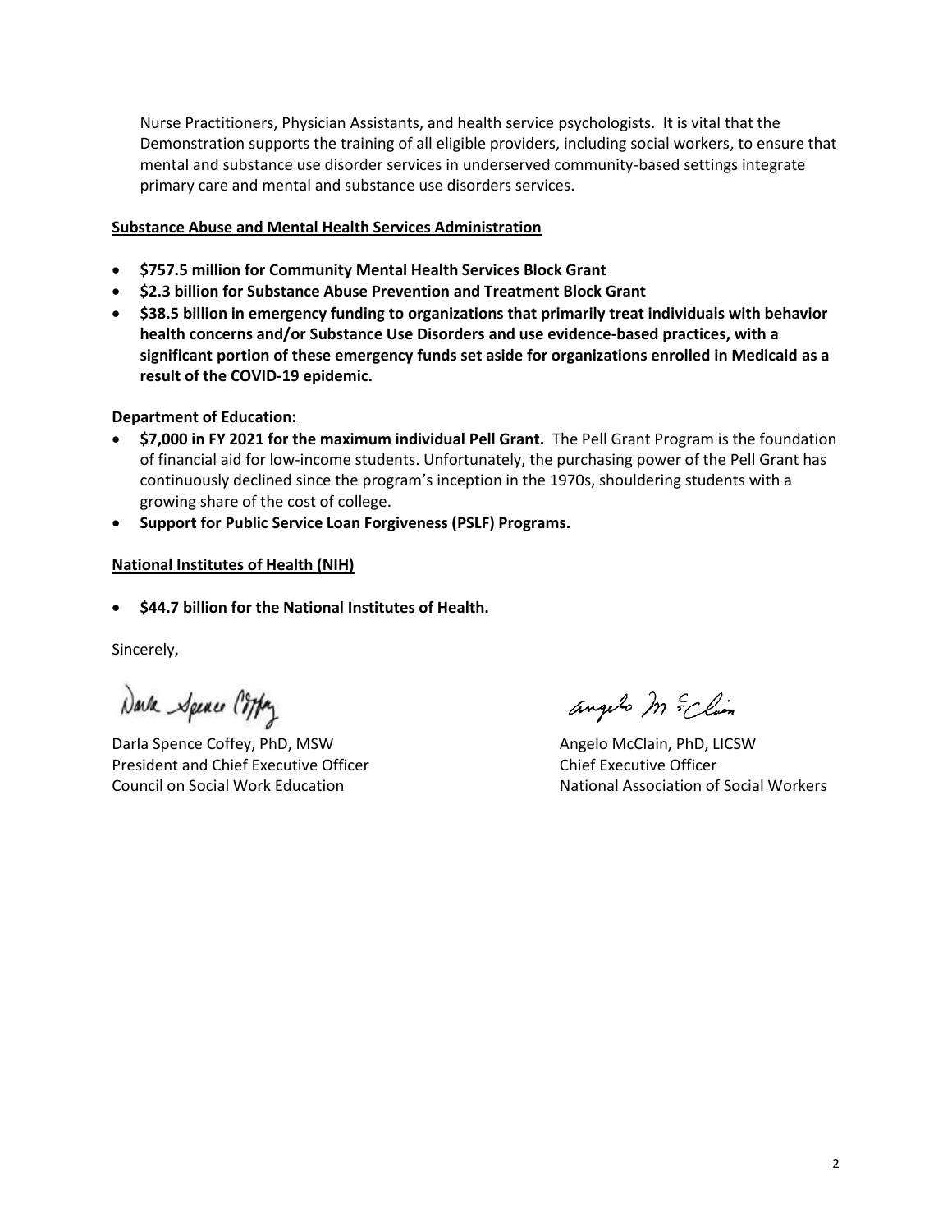Nurse Practitioners, Physician Assistants, and health service psychologists. It is vital that the Demonstration supports the training of all eligible providers, including social workers, to ensure that mental and substance use disorder services in underserved community-based settings integrate primary care and mental and substance use disorders services.

**Substance Abuse and Mental Health Services Administration**

- **$757.5 million for Community Mental Health Services Block Grant**
- **$2.3 billion for Substance Abuse Prevention and Treatment Block Grant**
- **$38.5 billion in emergency funding to organizations that primarily treat individuals with behavior health concerns and/or Substance Use Disorders and use evidence-based practices, with a significant portion of these emergency funds set aside for organizations enrolled in Medicaid as a result of the COVID-19 epidemic.**

**Department of Education:**

- **$7,000 in FY 2021 for the maximum individual Pell Grant.** The Pell Grant Program is the foundation of financial aid for low-income students. Unfortunately, the purchasing power of the Pell Grant has continuously declined since the program's inception in the 1970s, shouldering students with a growing share of the cost of college.
- **Support for Public Service Loan Forgiveness (PSLF) Programs.**

**National Institutes of Health (NIH)**

- **$44.7 billion for the National Institutes of Health.**

Sincerely,

Darla Spence Coffey, PhD, MSW
President and Chief Executive Officer
Council on Social Work Education

Angelo McClain, PhD, LICSW
Chief Executive Officer
National Association of Social Workers